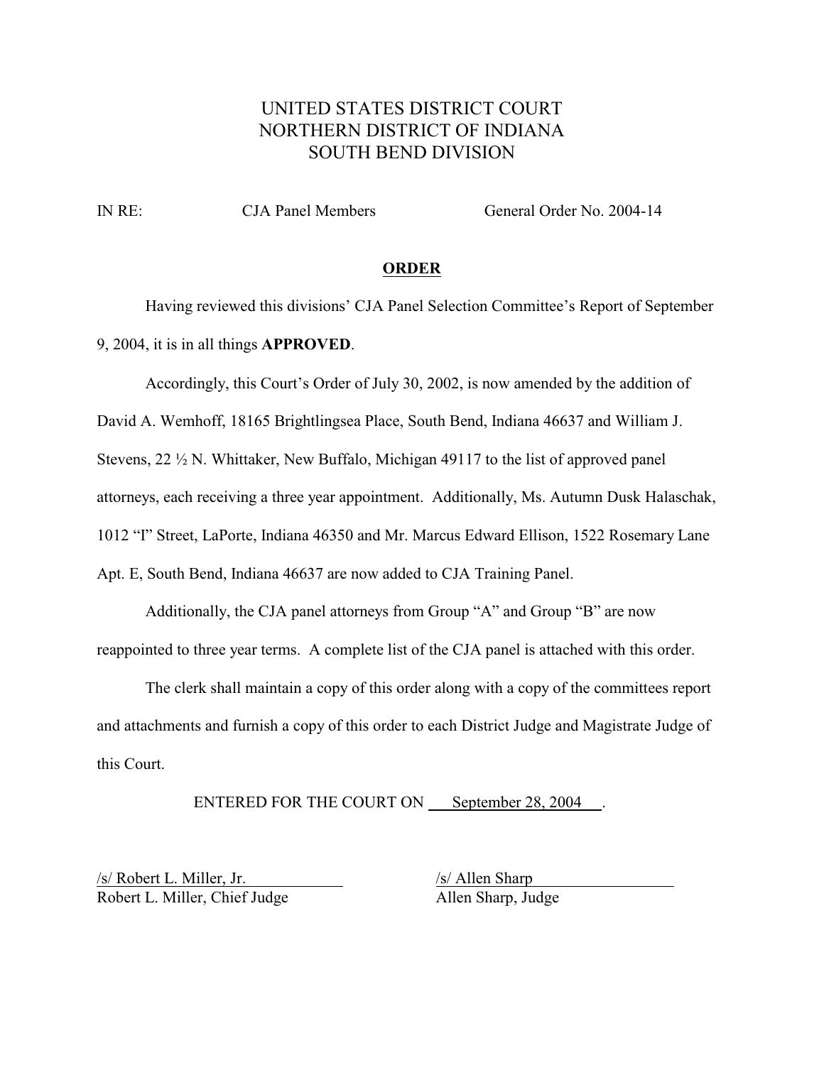# UNITED STATES DISTRICT COURT
# NORTHERN DISTRICT OF INDIANA
# SOUTH BEND DIVISION

IN RE: CJA Panel Members General Order No. 2004-14

## ORDER

Having reviewed this divisions' CJA Panel Selection Committee's Report of September 9, 2004, it is in all things **APPROVED**.

Accordingly, this Court's Order of July 30, 2002, is now amended by the addition of David A. Wemhoff, 18165 Brightlingsea Place, South Bend, Indiana 46637 and William J. Stevens, 22 ½ N. Whittaker, New Buffalo, Michigan 49117 to the list of approved panel attorneys, each receiving a three year appointment. Additionally, Ms. Autumn Dusk Halaschak, 1012 "I" Street, LaPorte, Indiana 46350 and Mr. Marcus Edward Ellison, 1522 Rosemary Lane Apt. E, South Bend, Indiana 46637 are now added to CJA Training Panel.

Additionally, the CJA panel attorneys from Group "A" and Group "B" are now reappointed to three year terms. A complete list of the CJA panel is attached with this order.

The clerk shall maintain a copy of this order along with a copy of the committees report and attachments and furnish a copy of this order to each District Judge and Magistrate Judge of this Court.

ENTERED FOR THE COURT ON September 28, 2004 .

/s/ Robert L. Miller, Jr.
Robert L. Miller, Chief Judge

/s/ Allen Sharp
Allen Sharp, Judge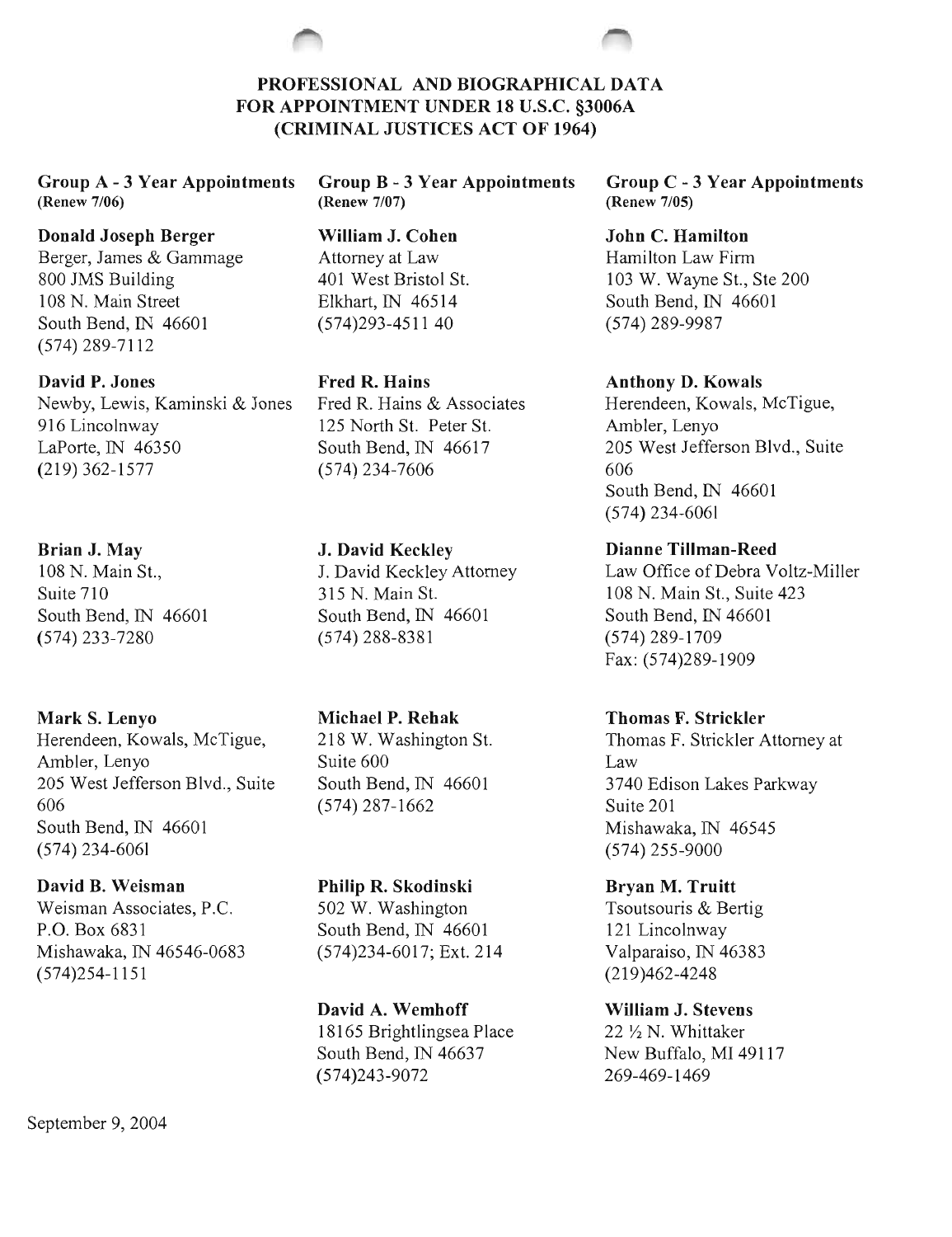## PROFESSIONAL AND BIOGRAPHICAL DATA FOR APPOINTMENT UNDER 18 U.S.C. §3006A (CRIMINAL JUSTICES ACT OF 1964)

### Group A - 3 Year Appointments (Renew 7/06)

**Donald Joseph Berger**
Berger, James & Gammage
800 JMS Building
108 N. Main Street
South Bend, IN 46601
(574) 289-7112

**David P. Jones**
Newby, Lewis, Kaminski & Jones
916 Lincolnway
LaPorte, IN 46350
(219) 362-1577

**Brian J. May**
108 N. Main St.,
Suite 710
South Bend, IN 46601
(574) 233-7280

**Mark S. Lenyo**
Herendeen, Kowals, McTigue, Ambler, Lenyo
205 West Jefferson Blvd., Suite 606
South Bend, IN 46601
(574) 234-6061

**David B. Weisman**
Weisman Associates, P.C.
P.O. Box 6831
Mishawaka, IN 46546-0683
(574)254-1151

### Group B - 3 Year Appointments (Renew 7/07)

**William J. Cohen**
Attorney at Law
401 West Bristol St.
Elkhart, IN 46514
(574)293-4511 40

**Fred R. Hains**
Fred R. Hains & Associates
125 North St. Peter St.
South Bend, IN 46617
(574) 234-7606

**J. David Keckley**
J. David Keckley Attorney
315 N. Main St.
South Bend, IN 46601
(574) 288-8381

**Michael P. Rehak**
218 W. Washington St.
Suite 600
South Bend, IN 46601
(574) 287-1662

**Philip R. Skodinski**
502 W. Washington
South Bend, IN 46601
(574)234-6017; Ext. 214

**David A. Wemhoff**
18165 Brightlingsea Place
South Bend, IN 46637
(574)243-9072

### Group C - 3 Year Appointments (Renew 7/05)

**John C. Hamilton**
Hamilton Law Firm
103 W. Wayne St., Ste 200
South Bend, IN 46601
(574) 289-9987

**Anthony D. Kowals**
Herendeen, Kowals, McTigue, Ambler, Lenyo
205 West Jefferson Blvd., Suite 606
South Bend, IN 46601
(574) 234-6061

**Dianne Tillman-Reed**
Law Office of Debra Voltz-Miller
108 N. Main St., Suite 423
South Bend, IN 46601
(574) 289-1709
Fax: (574)289-1909

**Thomas F. Strickler**
Thomas F. Strickler Attorney at Law
3740 Edison Lakes Parkway
Suite 201
Mishawaka, IN 46545
(574) 255-9000

**Bryan M. Truitt**
Tsoutsouris & Bertig
121 Lincolnway
Valparaiso, IN 46383
(219)462-4248

**William J. Stevens**
22 ½ N. Whittaker
New Buffalo, MI 49117
269-469-1469

September 9, 2004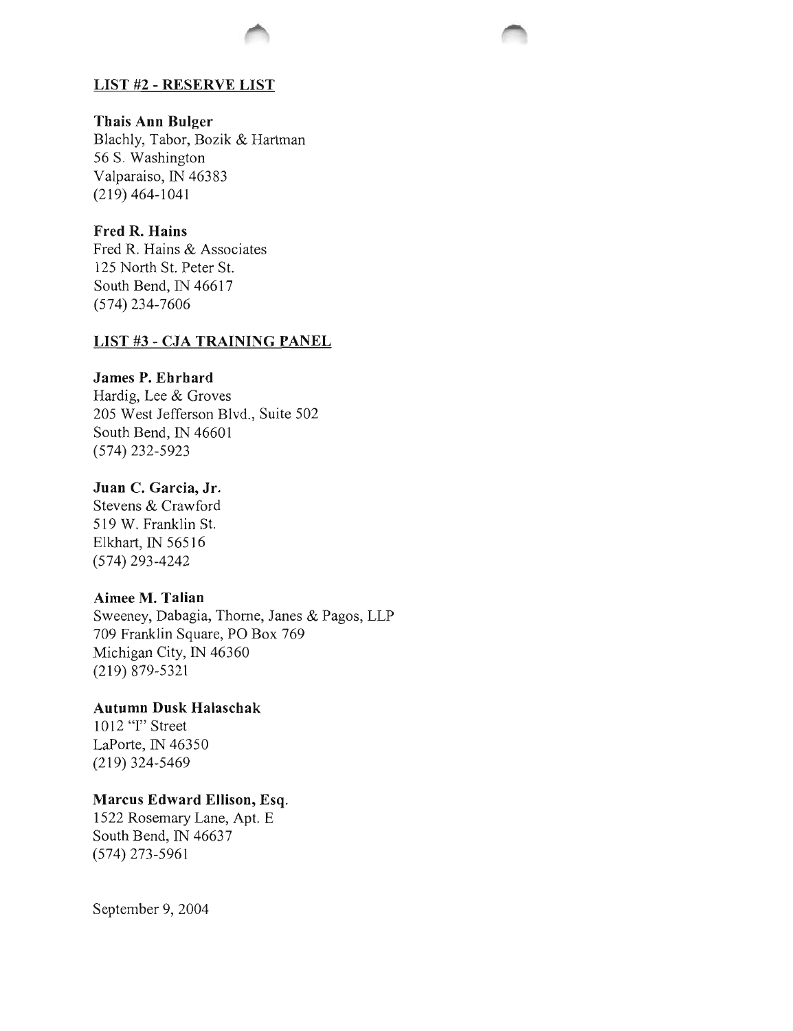## LIST #2 - RESERVE LIST

**Thais Ann Bulger**
Blachly, Tabor, Bozik & Hartman
56 S. Washington
Valparaiso, IN 46383
(219) 464-1041

**Fred R. Hains**
Fred R. Hains & Associates
125 North St. Peter St.
South Bend, IN 46617
(574) 234-7606

## LIST #3 - CJA TRAINING PANEL

**James P. Ehrhard**
Hardig, Lee & Groves
205 West Jefferson Blvd., Suite 502
South Bend, IN 46601
(574) 232-5923

**Juan C. Garcia, Jr.**
Stevens & Crawford
519 W. Franklin St.
Elkhart, IN 56516
(574) 293-4242

**Aimee M. Talian**
Sweeney, Dabagia, Thorne, Janes & Pagos, LLP
709 Franklin Square, PO Box 769
Michigan City, IN 46360
(219) 879-5321

**Autumn Dusk Halaschak**
1012 "I" Street
LaPorte, IN 46350
(219) 324-5469

**Marcus Edward Ellison, Esq.**
1522 Rosemary Lane, Apt. E
South Bend, IN 46637
(574) 273-5961

September 9, 2004